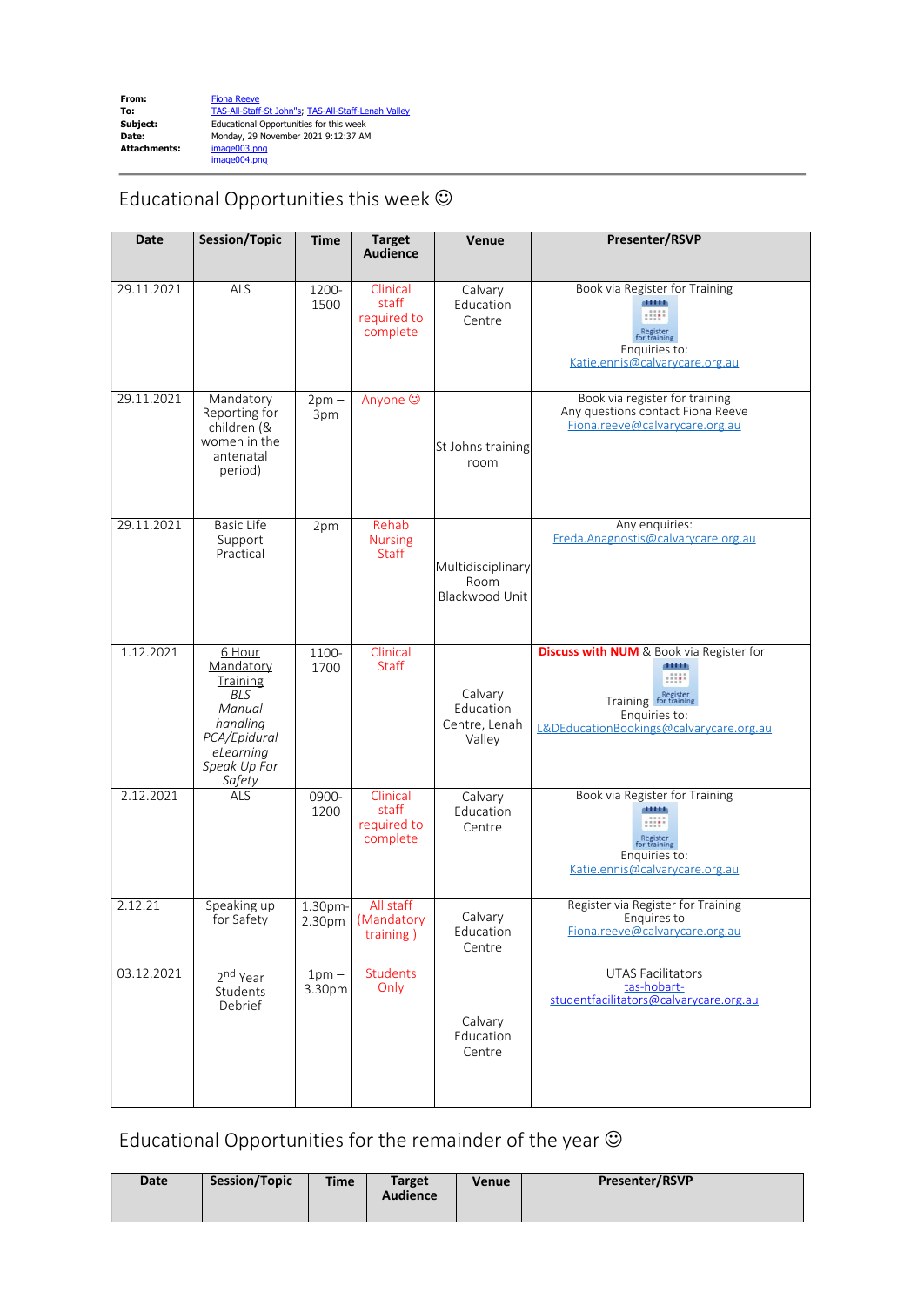**From:** Fiona Reeve
**To:** TAS-All-Staff-St John"s; TAS-All-Staff-Lenah Valley
**Subject:** Educational Opportunities for this week
**Date:** Monday, 29 November 2021 9:12:37 AM
**Attachments:** image003.png
image004.png

# Educational Opportunities this week ☺

| Date | Session/Topic | Time | Target Audience | Venue | Presenter/RSVP |
|---|---|---|---|---|---|
| 29.11.2021 | ALS | 1200-1500 | Clinical staff required to complete | Calvary Education Centre | Book via Register for Training<br>Register for training<br>Enquiries to:<br>Katie.ennis@calvarycare.org.au |
| 29.11.2021 | Mandatory Reporting for children (& women in the antenatal period) | 2pm – 3pm | Anyone ☺ | St Johns training room | Book via register for training<br>Any questions contact Fiona Reeve<br>Fiona.reeve@calvarycare.org.au |
| 29.11.2021 | Basic Life Support Practical | 2pm | Rehab Nursing Staff | Multidisciplinary Room Blackwood Unit | Any enquiries:<br>Freda.Anagnostis@calvarycare.org.au |
| 1.12.2021 | 6 Hour Mandatory Training<br>*BLS*<br>*Manual handling*<br>*PCA/Epidural*<br>*eLearning*<br>*Speak Up For Safety* | 1100-1700 | Clinical Staff | Calvary Education Centre, Lenah Valley | **Discuss with NUM** & Book via Register for Training<br>Register for training<br>Enquiries to:<br>L&DEducationBookings@calvarycare.org.au |
| 2.12.2021 | ALS | 0900-1200 | Clinical staff required to complete | Calvary Education Centre | Book via Register for Training<br>Register for training<br>Enquiries to:<br>Katie.ennis@calvarycare.org.au |
| 2.12.21 | Speaking up for Safety | 1.30pm-2.30pm | All staff (Mandatory training ) | Calvary Education Centre | Register via Register for Training<br>Enquires to<br>Fiona.reeve@calvarycare.org.au |
| 03.12.2021 | 2nd Year Students Debrief | 1pm – 3.30pm | Students Only | Calvary Education Centre | UTAS Facilitators<br>tas-hobart-studentfacilitators@calvarycare.org.au |

# Educational Opportunities for the remainder of the year ☺

| Date | Session/Topic | Time | Target Audience | Venue | Presenter/RSVP |
|---|---|---|---|---|---|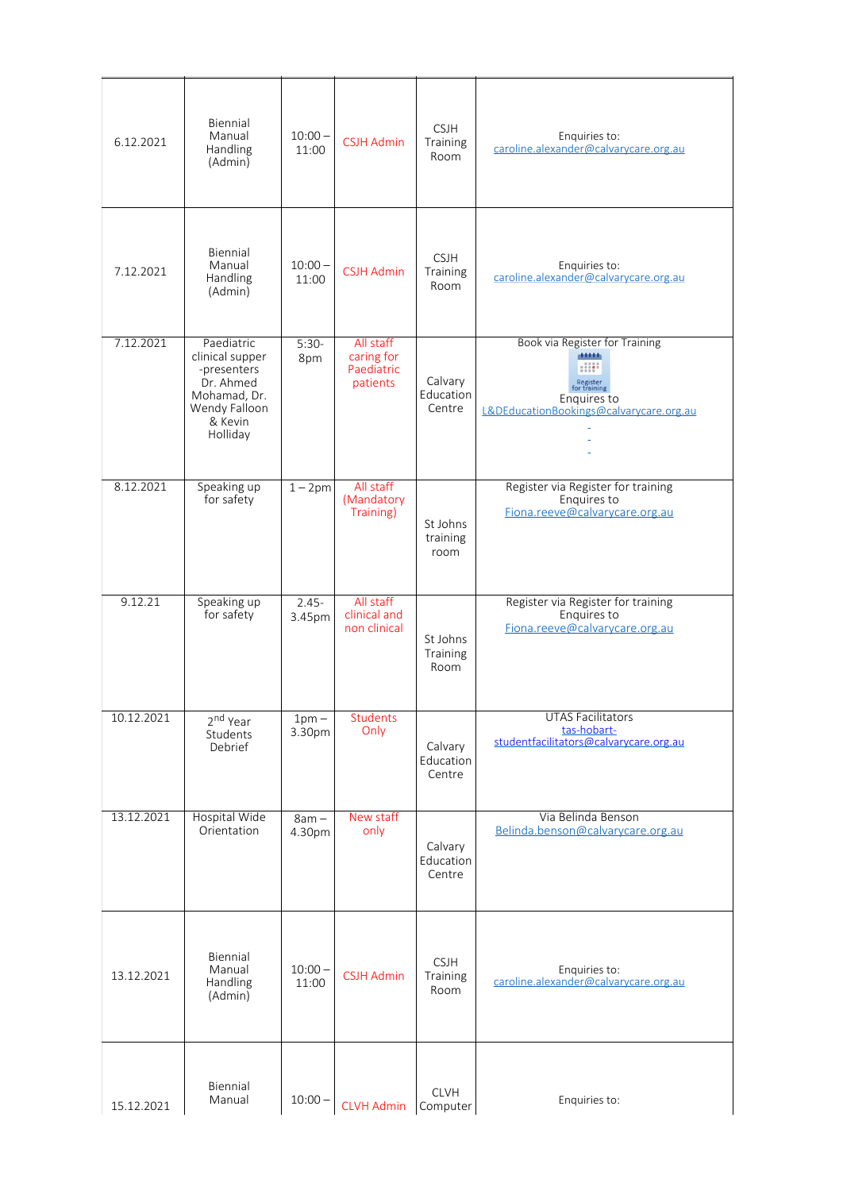| | | | | | |
|---|---|---|---|---|---|
| 6.12.2021 | Biennial Manual Handling (Admin) | 10:00 – 11:00 | CSJH Admin | CSJH Training Room | Enquiries to: caroline.alexander@calvarycare.org.au |
| 7.12.2021 | Biennial Manual Handling (Admin) | 10:00 – 11:00 | CSJH Admin | CSJH Training Room | Enquiries to: caroline.alexander@calvarycare.org.au |
| 7.12.2021 | Paediatric clinical supper -presenters Dr. Ahmed Mohamad, Dr. Wendy Falloon & Kevin Holliday | 5:30-8pm | All staff caring for Paediatric patients | Calvary Education Centre | Book via Register for Training<br>Register for training<br>Enquires to L&DEducationBookings@calvarycare.org.au<br>-<br>-<br>- |
| 8.12.2021 | Speaking up for safety | 1 – 2pm | All staff (Mandatory Training) | St Johns training room | Register via Register for training<br>Enquires to Fiona.reeve@calvarycare.org.au |
| 9.12.21 | Speaking up for safety | 2.45-3.45pm | All staff clinical and non clinical | St Johns Training Room | Register via Register for training<br>Enquires to Fiona.reeve@calvarycare.org.au |
| 10.12.2021 | 2nd Year Students Debrief | 1pm – 3.30pm | Students Only | Calvary Education Centre | UTAS Facilitators<br>tas-hobart-studentfacilitators@calvarycare.org.au |
| 13.12.2021 | Hospital Wide Orientation | 8am – 4.30pm | New staff only | Calvary Education Centre | Via Belinda Benson<br>Belinda.benson@calvarycare.org.au |
| 13.12.2021 | Biennial Manual Handling (Admin) | 10:00 – 11:00 | CSJH Admin | CSJH Training Room | Enquiries to: caroline.alexander@calvarycare.org.au |
| 15.12.2021 | Biennial Manual | 10:00 – | CLVH Admin | CLVH Computer | Enquiries to: |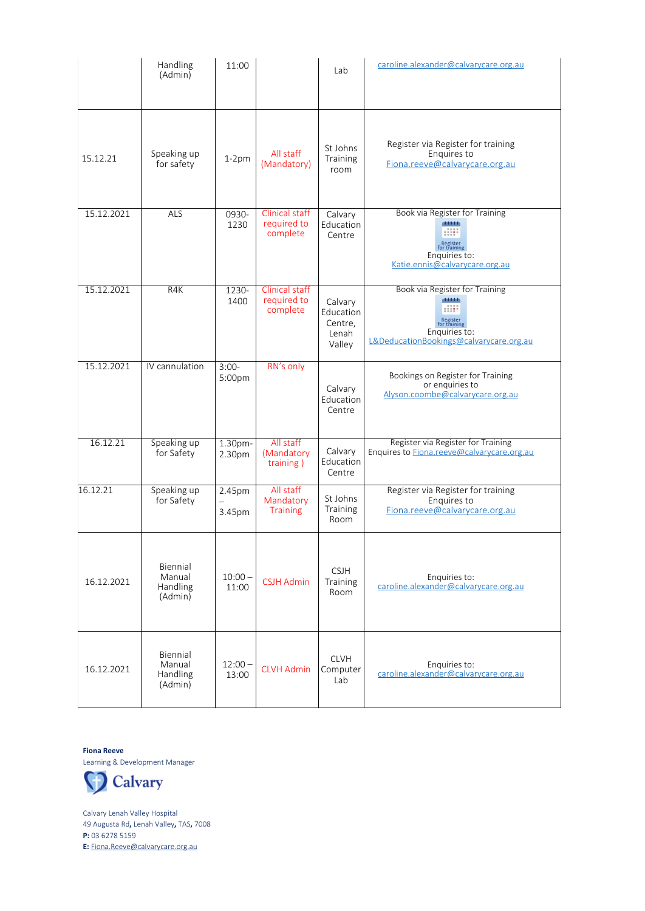| | | | | | |
|---|---|---|---|---|---|
| | Handling (Admin) | 11:00 | | Lab | caroline.alexander@calvarycare.org.au |
| 15.12.21 | Speaking up for safety | 1-2pm | All staff (Mandatory) | St Johns Training room | Register via Register for training Enquires to Fiona.reeve@calvarycare.org.au |
| 15.12.2021 | ALS | 0930-1230 | Clinical staff required to complete | Calvary Education Centre | Book via Register for Training Register for training Enquiries to: Katie.ennis@calvarycare.org.au |
| 15.12.2021 | R4K | 1230-1400 | Clinical staff required to complete | Calvary Education Centre, Lenah Valley | Book via Register for Training Register for training Enquiries to: L&DeducationBookings@calvarycare.org.au |
| 15.12.2021 | IV cannulation | 3:00-5:00pm | RN's only | Calvary Education Centre | Bookings on Register for Training or enquiries to Alyson.coombe@calvarycare.org.au |
| 16.12.21 | Speaking up for Safety | 1.30pm-2.30pm | All staff (Mandatory training ) | Calvary Education Centre | Register via Register for Training Enquires to Fiona.reeve@calvarycare.org.au |
| 16.12.21 | Speaking up for Safety | 2.45pm – 3.45pm | All staff Mandatory Training | St Johns Training Room | Register via Register for training Enquires to Fiona.reeve@calvarycare.org.au |
| 16.12.2021 | Biennial Manual Handling (Admin) | 10:00 – 11:00 | CSJH Admin | CSJH Training Room | Enquiries to: caroline.alexander@calvarycare.org.au |
| 16.12.2021 | Biennial Manual Handling (Admin) | 12:00 – 13:00 | CLVH Admin | CLVH Computer Lab | Enquiries to: caroline.alexander@calvarycare.org.au |

**Fiona Reeve**
Learning & Development Manager

Calvary

Calvary Lenah Valley Hospital
49 Augusta Rd, Lenah Valley, TAS, 7008
**P:** 03 6278 5159
**E:** Fiona.Reeve@calvarycare.org.au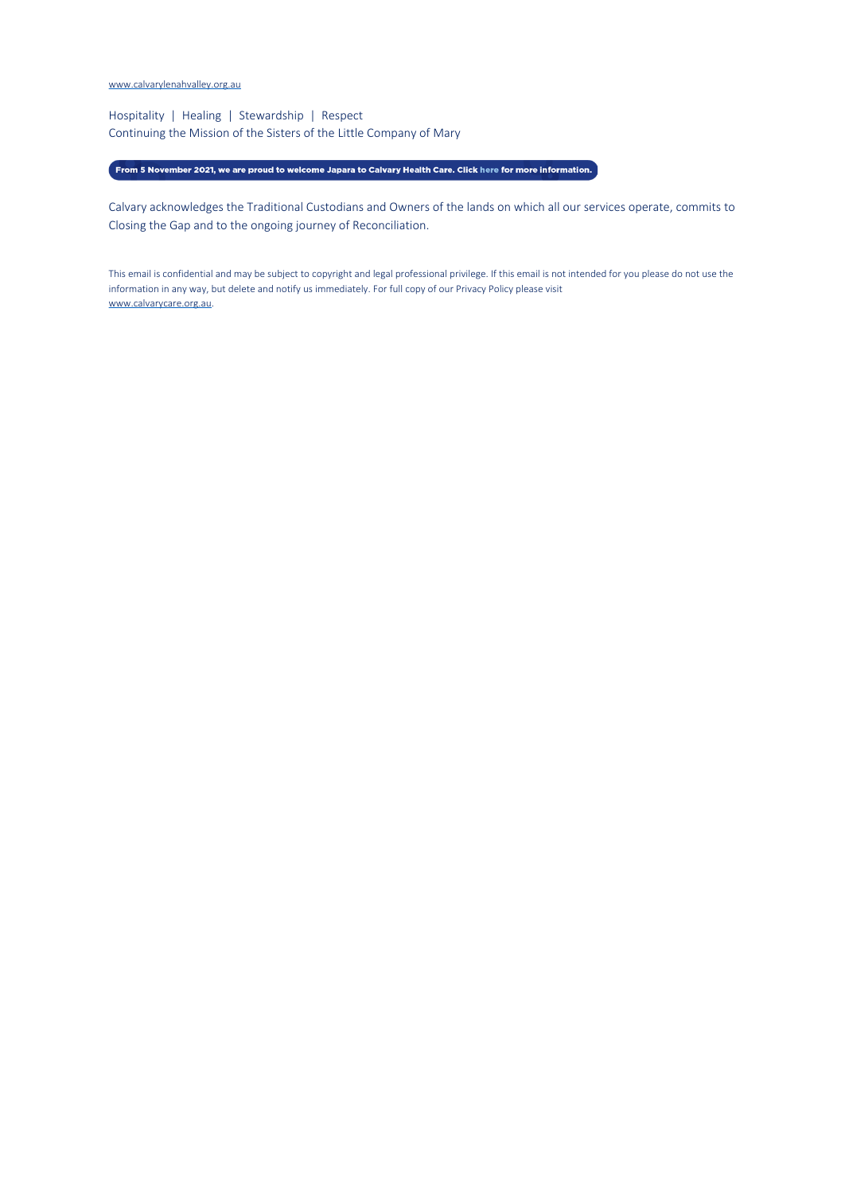www.calvarylenahvalley.org.au

Hospitality | Healing | Stewardship | Respect
Continuing the Mission of the Sisters of the Little Company of Mary

**From 5 November 2021, we are proud to welcome Japara to Calvary Health Care. Click here for more information.**

Calvary acknowledges the Traditional Custodians and Owners of the lands on which all our services operate, commits to Closing the Gap and to the ongoing journey of Reconciliation.

This email is confidential and may be subject to copyright and legal professional privilege. If this email is not intended for you please do not use the information in any way, but delete and notify us immediately. For full copy of our Privacy Policy please visit www.calvarycare.org.au.